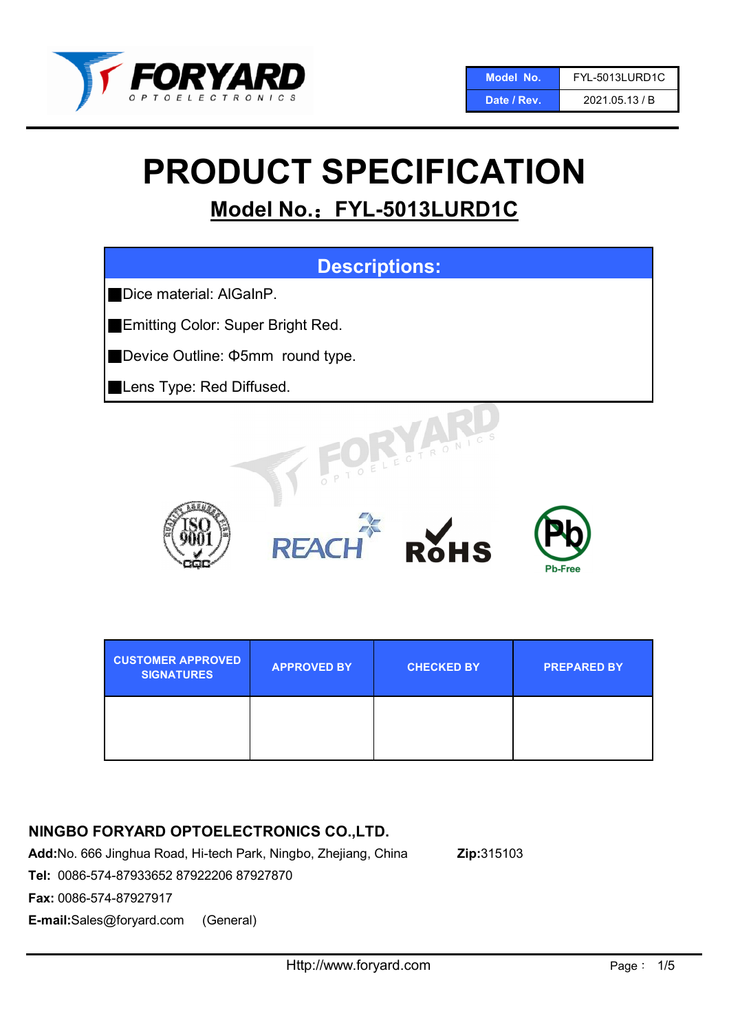| Model No. | FYL-5013LURD1C |
| --- | --- |
| Date / Rev. | 2021.05.13 / B |

# PRODUCT SPECIFICATION

## Model No.：FYL-5013LURD1C

| Descriptions: |
| --- |
| ■Dice material: AlGaInP. |
| ■Emitting Color: Super Bright Red. |
| ■Device Outline: Φ5mm round type. |
| ■Lens Type: Red Diffused. |

| CUSTOMER APPROVED SIGNATURES | APPROVED BY | CHECKED BY | PREPARED BY |
| --- | --- | --- | --- |
| | | | |

**NINGBO FORYARD OPTOELECTRONICS CO.,LTD.**

**Add:**No. 666 Jinghua Road, Hi-tech Park, Ningbo, Zhejiang, China **Zip:**315103

**Tel:** 0086-574-87933652 87922206 87927870

**Fax:** 0086-574-87927917

**E-mail:**Sales@foryard.com (General)

Http://www.foryard.com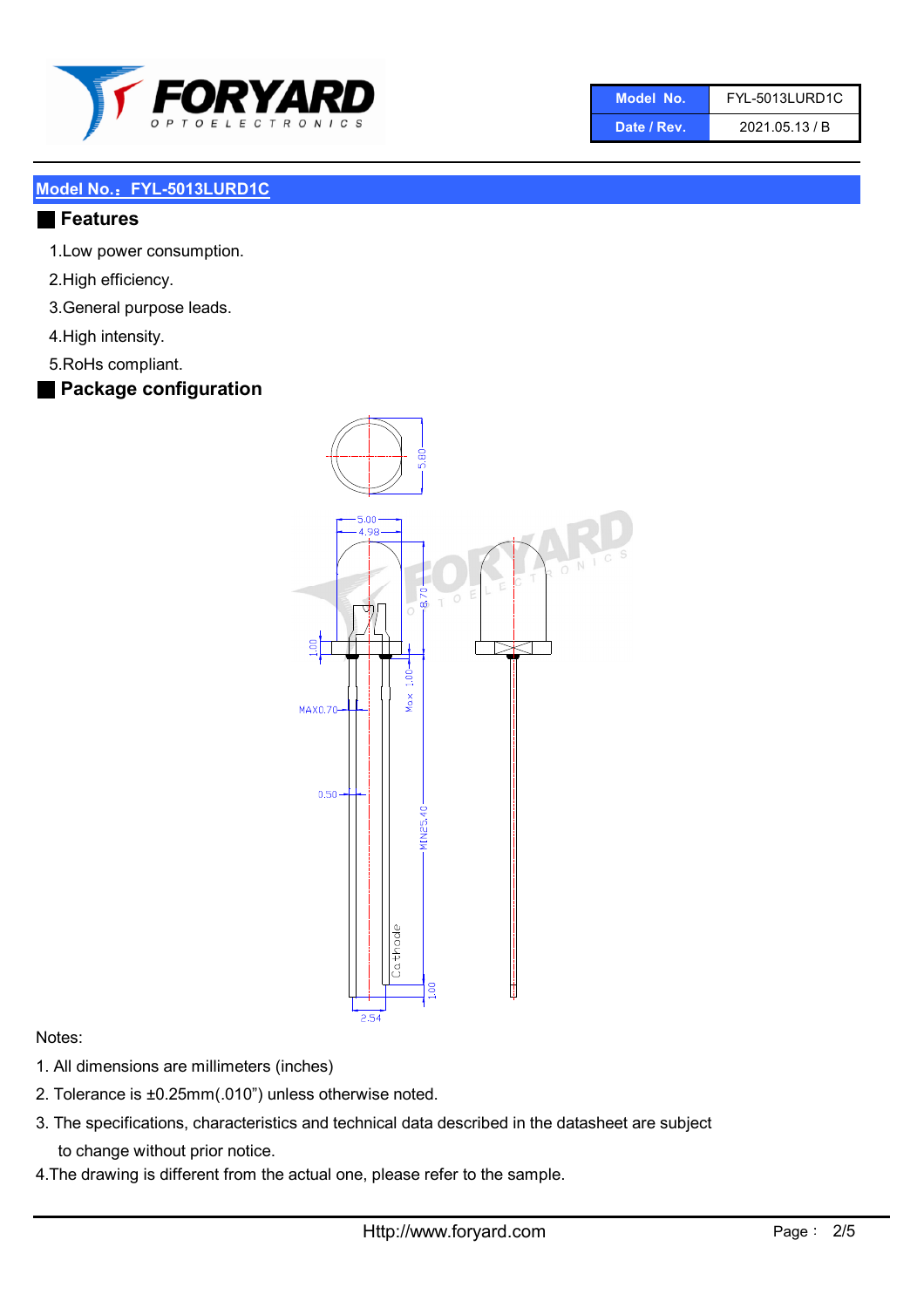| Model No. | FYL-5013LURD1C |
| --- | --- |
| Date / Rev. | 2021.05.13 / B |

## Model No.：FYL-5013LURD1C

### Features

1.Low power consumption.

2.High efficiency.

3.General purpose leads.

4.High intensity.

5.RoHs compliant.

### Package configuration

Notes:

1. All dimensions are millimeters (inches)
2. Tolerance is ±0.25mm(.010") unless otherwise noted.
3. The specifications, characteristics and technical data described in the datasheet are subject to change without prior notice.
4. The drawing is different from the actual one, please refer to the sample.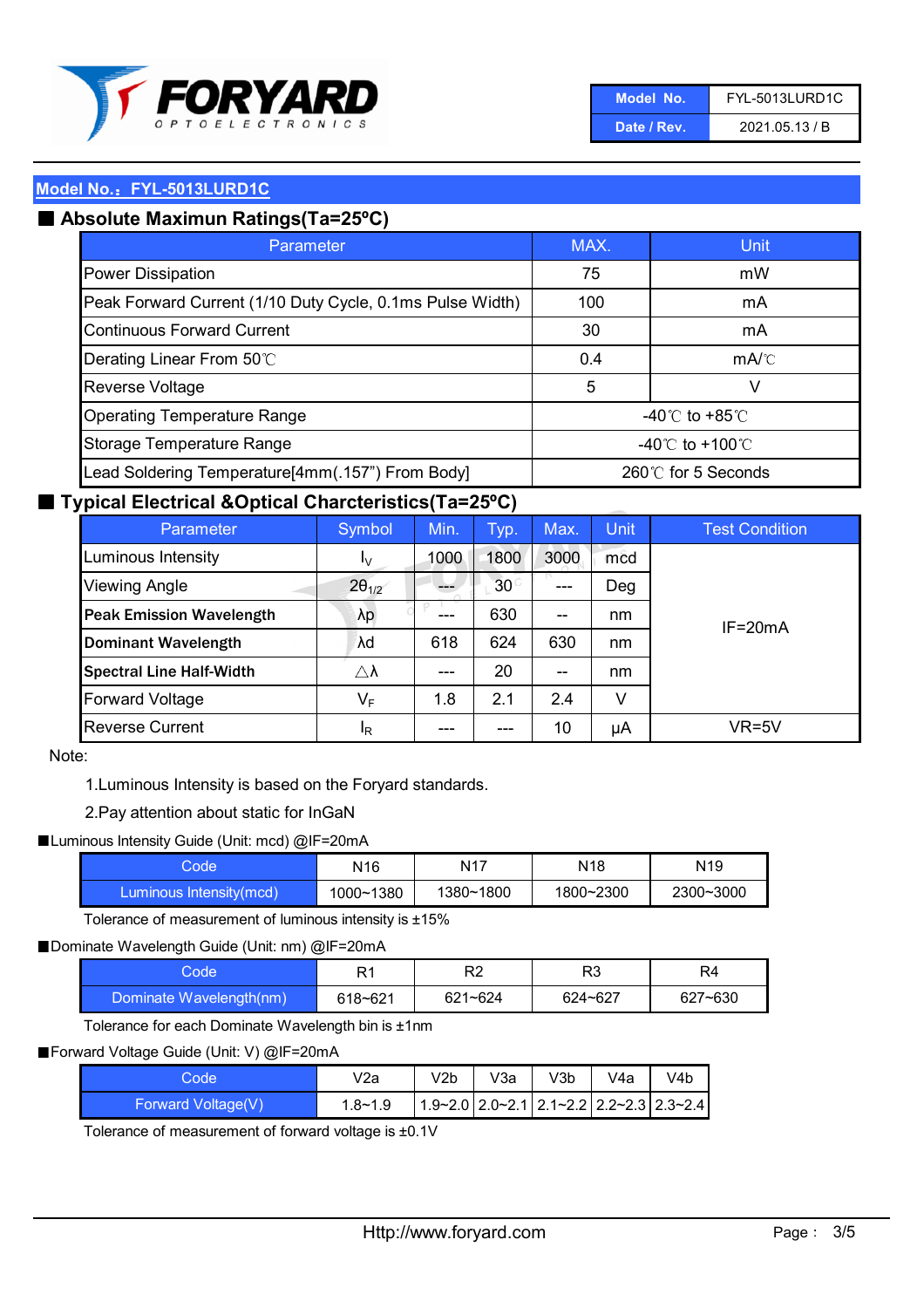| Model No. | FYL-5013LURD1C |
| --- | --- |
| Date / Rev. | 2021.05.13 / B |

## Model No.：FYL-5013LURD1C

### ■ Absolute Maximun Ratings(Ta=25°C)

| Parameter | MAX. | Unit |
| --- | --- | --- |
| Power Dissipation | 75 | mW |
| Peak Forward Current (1/10 Duty Cycle, 0.1ms Pulse Width) | 100 | mA |
| Continuous Forward Current | 30 | mA |
| Derating Linear From 50℃ | 0.4 | mA/℃ |
| Reverse Voltage | 5 | V |
| Operating Temperature Range | -40℃ to +85℃ | |
| Storage Temperature Range | -40℃ to +100℃ | |
| Lead Soldering Temperature[4mm(.157”) From Body] | 260℃ for 5 Seconds | |

### ■ Typical Electrical &Optical Charcteristics(Ta=25°C)

| Parameter | Symbol | Min. | Typ. | Max. | Unit | Test Condition |
| --- | --- | --- | --- | --- | --- | --- |
| Luminous Intensity | $I_V$ | 1000 | 1800 | 3000 | mcd | IF=20mA |
| Viewing Angle | $2\theta_{1/2}$ | --- | 30 | --- | Deg | |
| **Peak Emission Wavelength** | λp | --- | 630 | -- | nm | |
| **Dominant Wavelength** | λd | 618 | 624 | 630 | nm | |
| **Spectral Line Half-Width** | △λ | --- | 20 | -- | nm | |
| Forward Voltage | $V_F$ | 1.8 | 2.1 | 2.4 | V | |
| Reverse Current | $I_R$ | --- | --- | 10 | μA | VR=5V |

Note:

1.Luminous Intensity is based on the Foryard standards.

2.Pay attention about static for InGaN

■Luminous Intensity Guide (Unit: mcd) @IF=20mA

| Code | N16 | N17 | N18 | N19 |
| --- | --- | --- | --- | --- |
| Luminous Intensity(mcd) | 1000~1380 | 1380~1800 | 1800~2300 | 2300~3000 |

Tolerance of measurement of luminous intensity is ±15%

■Dominate Wavelength Guide (Unit: nm) @IF=20mA

| Code | R1 | R2 | R3 | R4 |
| --- | --- | --- | --- | --- |
| Dominate Wavelength(nm) | 618~621 | 621~624 | 624~627 | 627~630 |

Tolerance for each Dominate Wavelength bin is ±1nm

■Forward Voltage Guide (Unit: V) @IF=20mA

| Code | V2a | V2b | V3a | V3b | V4a | V4b |
| --- | --- | --- | --- | --- | --- | --- |
| Forward Voltage(V) | 1.8~1.9 | 1.9~2.0 | 2.0~2.1 | 2.1~2.2 | 2.2~2.3 | 2.3~2.4 |

Tolerance of measurement of forward voltage is ±0.1V

Http://www.foryard.com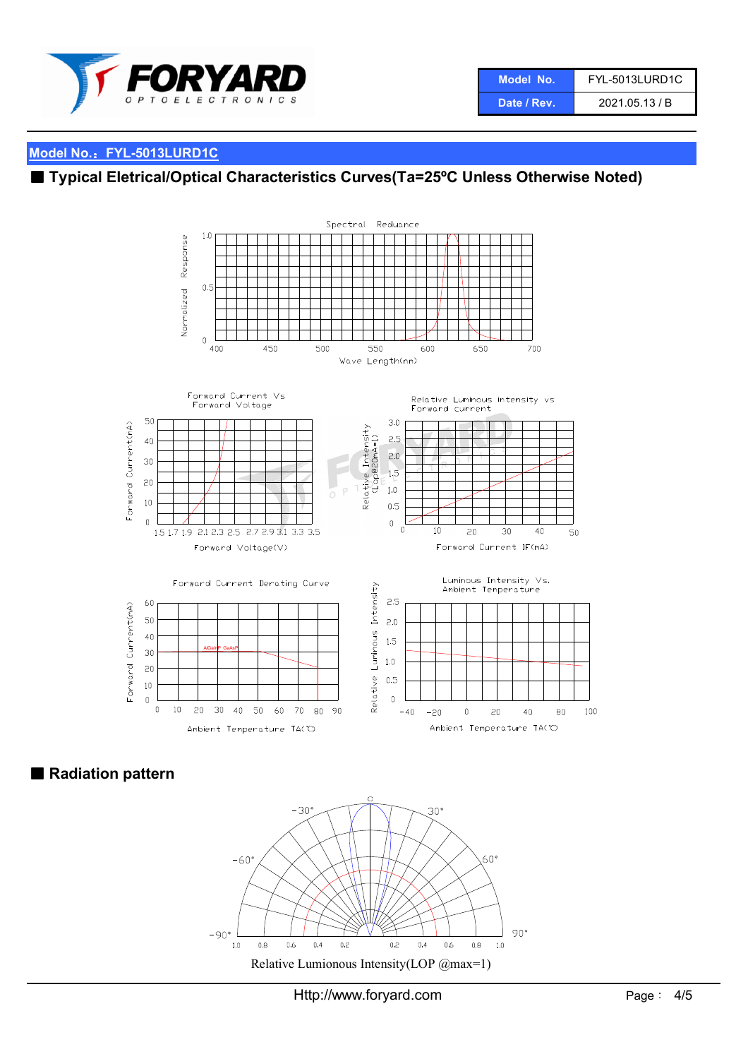| Model No. | FYL-5013LURD1C |
| --- | --- |
| Date / Rev. | 2021.05.13 / B |

## Model No.：FYL-5013LURD1C

## ■ Typical Eletrical/Optical Characteristics Curves(Ta=25℃ Unless Otherwise Noted)

Spectral Reduance

Normalized Response

Wave Length(nm)

Forward Current Vs Forward Voltage

Forward Current(mA)

Forward Voltage(V)

Relative Luminous intensity vs Forward current

Relative Intensity (Lop@20mA=1)

Forward Current IF(mA)

Forward Current Derating Curve

Forward Current(mA)

AlGaInP GaAsP

Ambient Temperature TA(℃)

Luminous Intensity Vs. Ambient Temperature

Relative Luminous Intensity

Ambient Temperature TA(℃)

## ■ Radiation pattern

Relative Lumionous Intensity(LOP @max=1)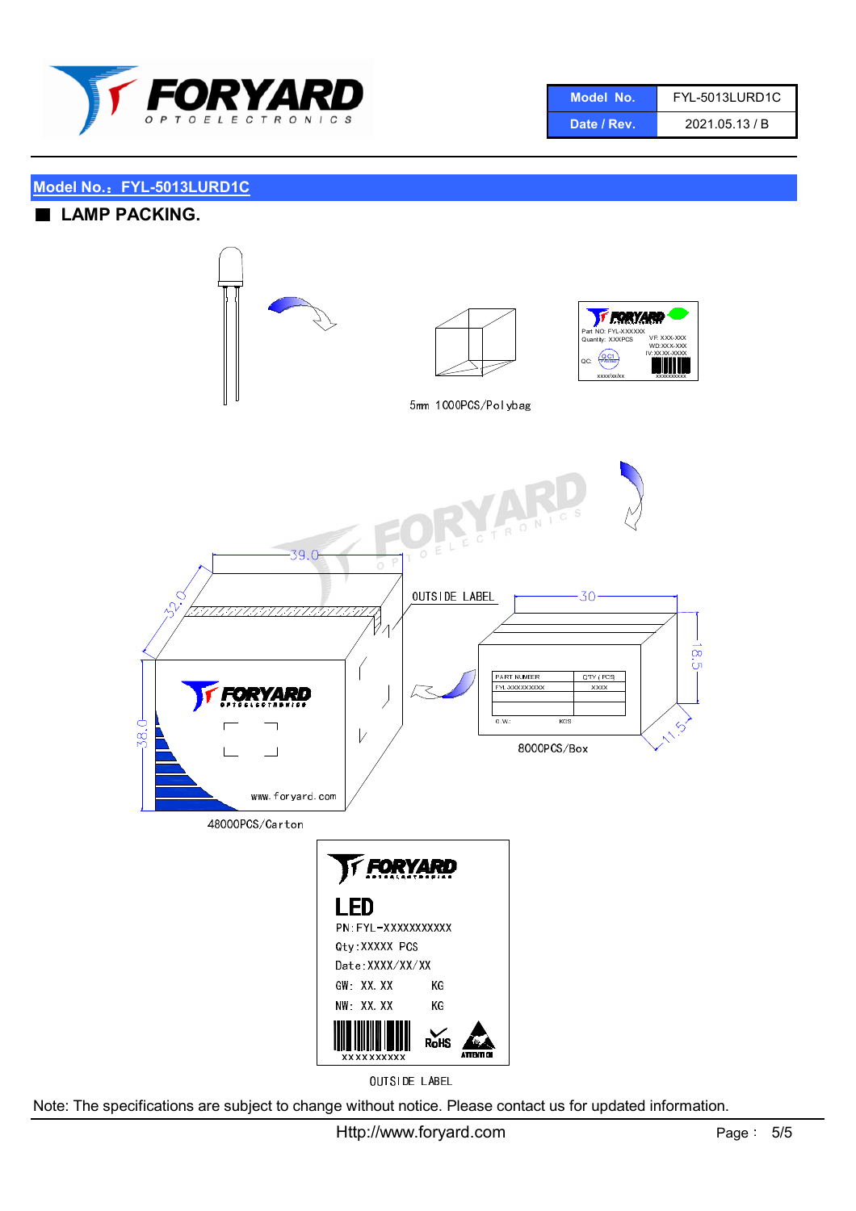| Model No. | FYL-5013LURD1C |
| --- | --- |
| Date / Rev. | 2021.05.13 / B |

## Model No.：FYL-5013LURD1C

### LAMP PACKING.

5mm 1000PCS/Polybag

8000PCS/Box

48000PCS/Carton

OUTSIDE LABEL

Note: The specifications are subject to change without notice. Please contact us for updated information.